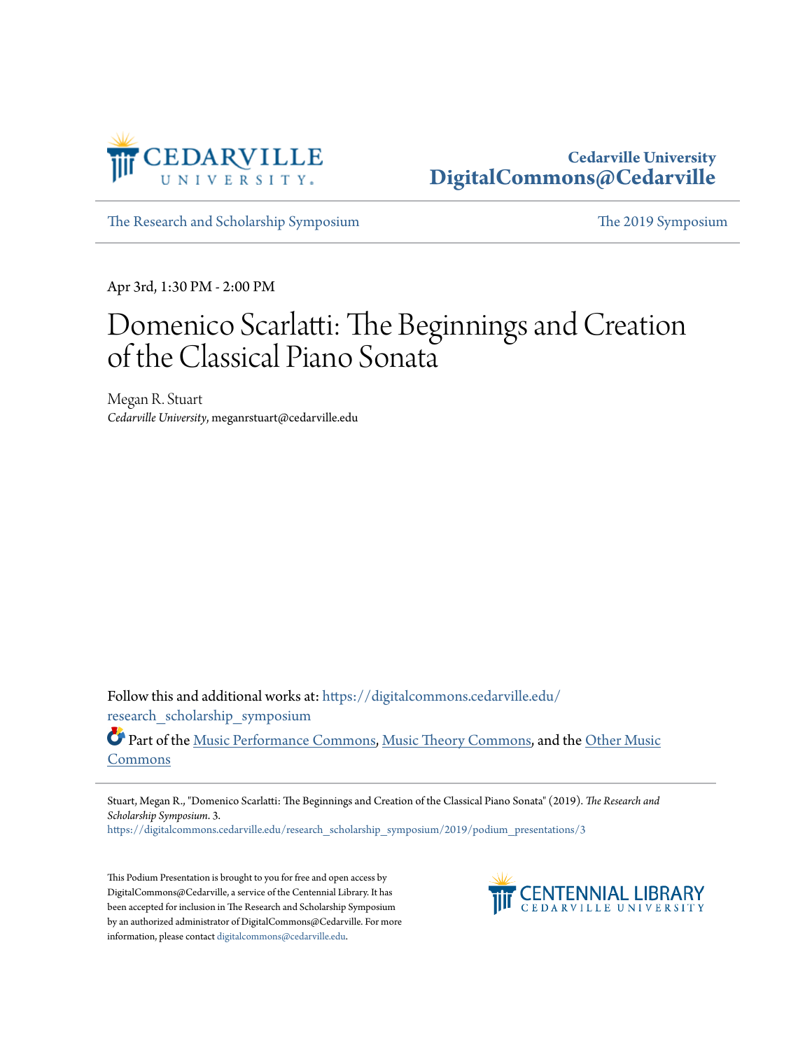Cedarville University
DigitalCommons@Cedarville

The Research and Scholarship Symposium | The 2019 Symposium

Apr 3rd, 1:30 PM - 2:00 PM

# Domenico Scarlatti: The Beginnings and Creation of the Classical Piano Sonata

Megan R. Stuart
*Cedarville University*, meganrstuart@cedarville.edu

Follow this and additional works at: https://digitalcommons.cedarville.edu/research_scholarship_symposium

Part of the Music Performance Commons, Music Theory Commons, and the Other Music Commons

Stuart, Megan R., "Domenico Scarlatti: The Beginnings and Creation of the Classical Piano Sonata" (2019). *The Research and Scholarship Symposium*. 3.
https://digitalcommons.cedarville.edu/research_scholarship_symposium/2019/podium_presentations/3

This Podium Presentation is brought to you for free and open access by DigitalCommons@Cedarville, a service of the Centennial Library. It has been accepted for inclusion in The Research and Scholarship Symposium by an authorized administrator of DigitalCommons@Cedarville. For more information, please contact digitalcommons@cedarville.edu.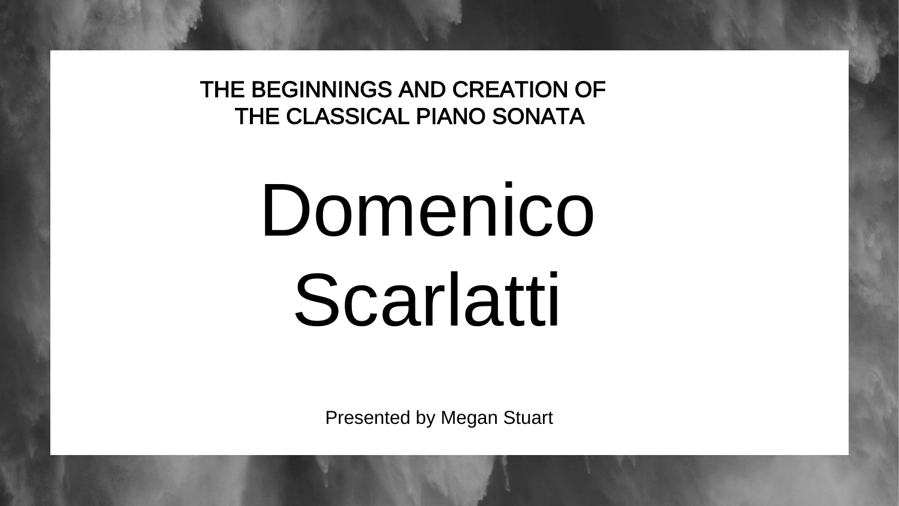THE BEGINNINGS AND CREATION OF THE CLASSICAL PIANO SONATA

# Domenico Scarlatti

Presented by Megan Stuart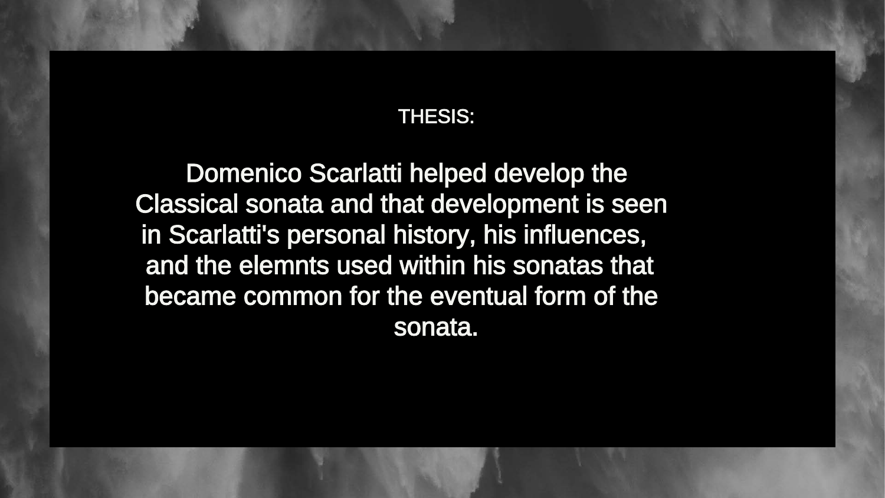THESIS:

Domenico Scarlatti helped develop the Classical sonata and that development is seen in Scarlatti's personal history, his influences, and the elemnts used within his sonatas that became common for the eventual form of the sonata.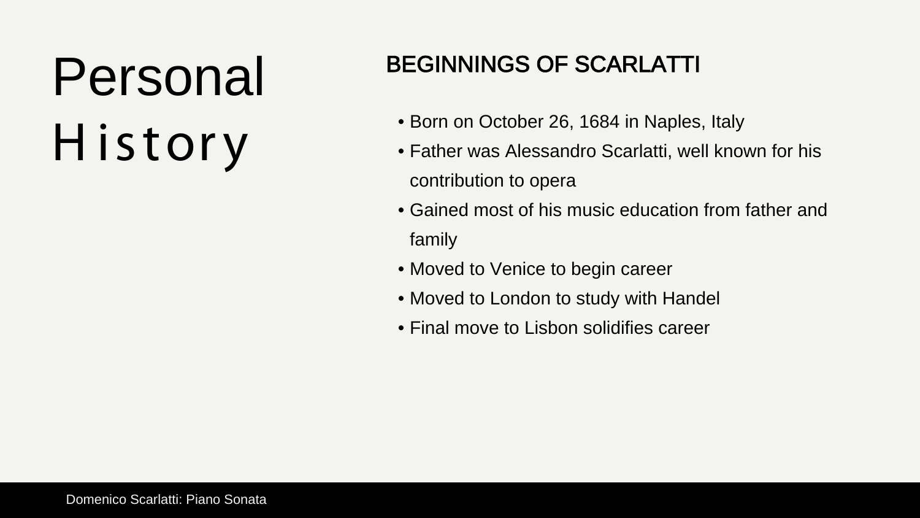# Personal History

## BEGINNINGS OF SCARLATTI

- Born on October 26, 1684 in Naples, Italy
- Father was Alessandro Scarlatti, well known for his contribution to opera
- Gained most of his music education from father and family
- Moved to Venice to begin career
- Moved to London to study with Handel
- Final move to Lisbon solidifies career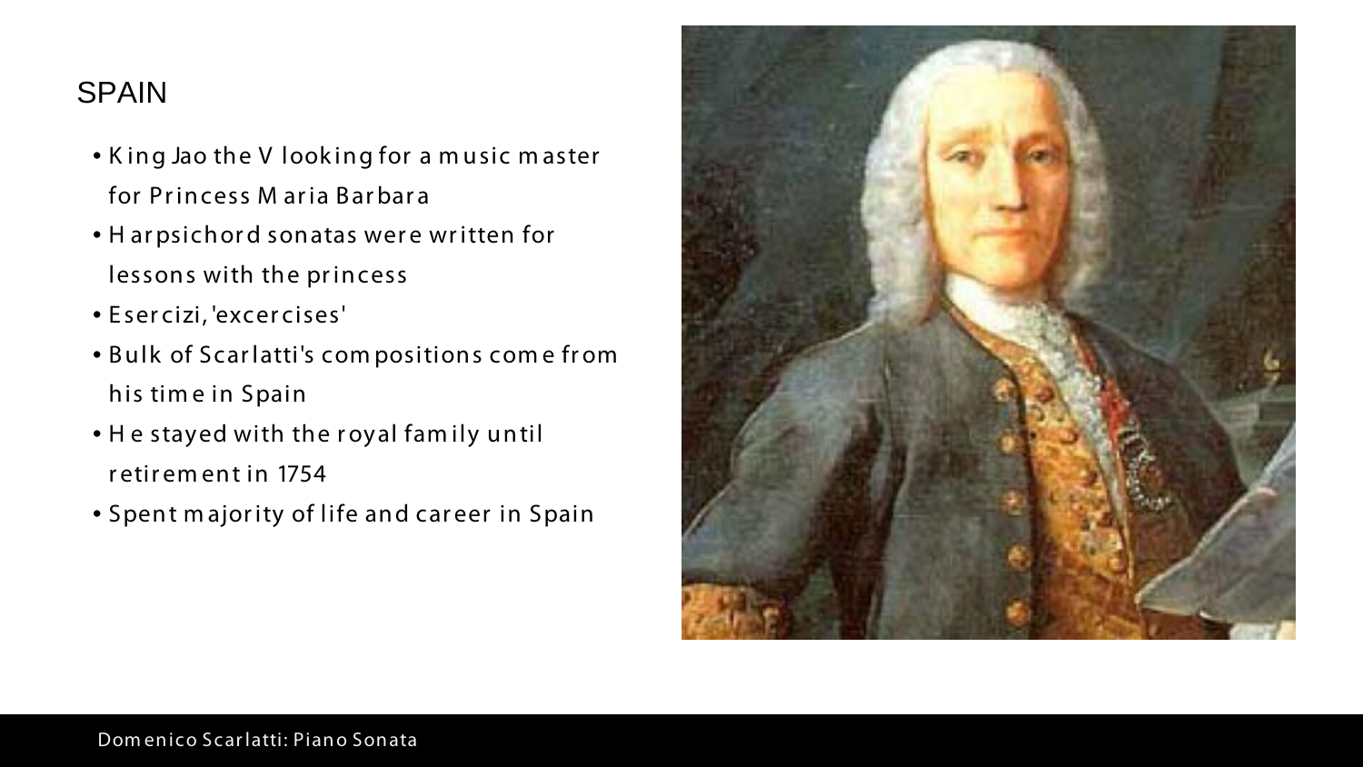# SPAIN

- King Jao the V looking for a music master for Princess Maria Barbara
- Harpsichord sonatas were written for lessons with the princess
- Esercizi, 'excercises'
- Bulk of Scarlatti's compositions come from his time in Spain
- He stayed with the royal family until retirement in 1754
- Spent majority of life and career in Spain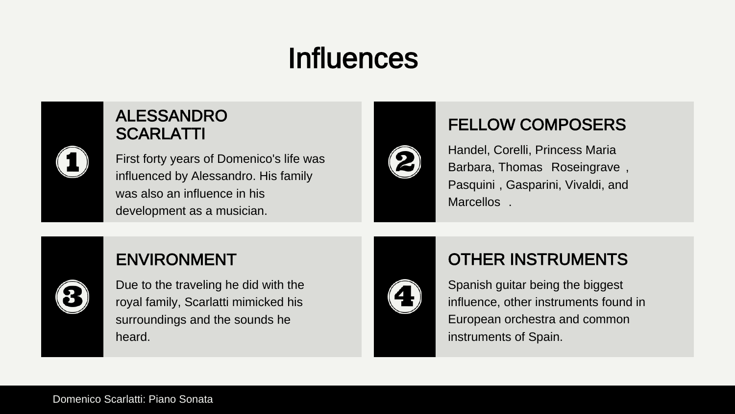# Influences

## 1. ALESSANDRO SCARLATTI

First forty years of Domenico's life was influenced by Alessandro. His family was also an influence in his development as a musician.

## 2. FELLOW COMPOSERS

Handel, Corelli, Princess Maria Barbara, Thomas Roseingrave , Pasquini , Gasparini, Vivaldi, and Marcellos .

## 3. ENVIRONMENT

Due to the traveling he did with the royal family, Scarlatti mimicked his surroundings and the sounds he heard.

## 4. OTHER INSTRUMENTS

Spanish guitar being the biggest influence, other instruments found in European orchestra and common instruments of Spain.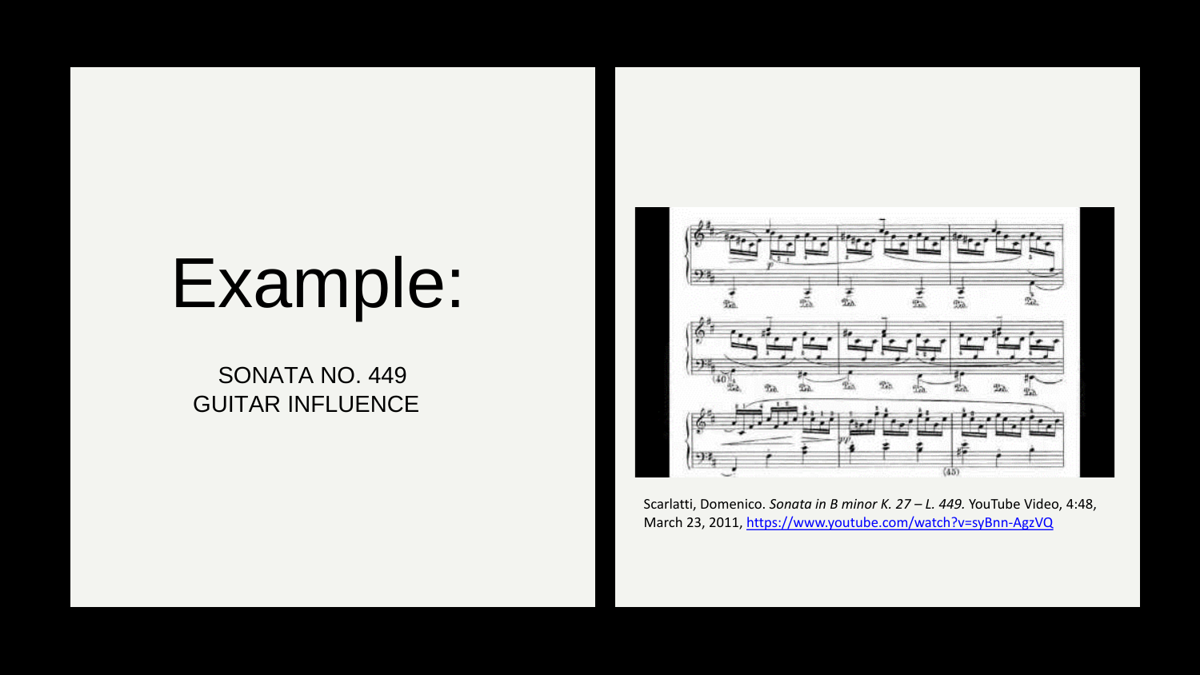# Example:

SONATA NO. 449
GUITAR INFLUENCE

Scarlatti, Domenico. *Sonata in B minor K. 27 – L. 449.* YouTube Video, 4:48, March 23, 2011, https://www.youtube.com/watch?v=syBnn-AgzVQ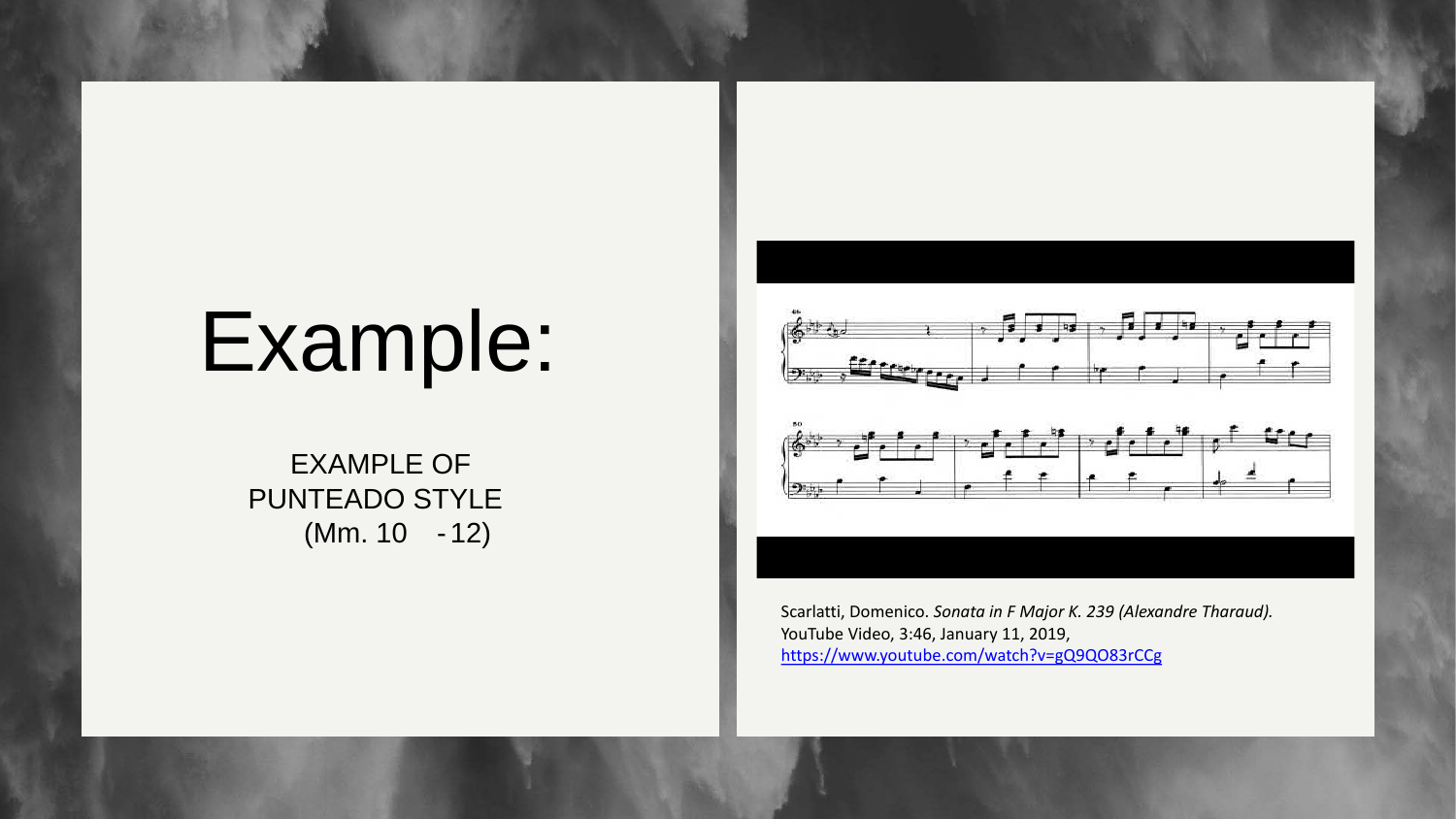# Example:

EXAMPLE OF PUNTEADO STYLE (Mm. 10 - 12)

Scarlatti, Domenico. *Sonata in F Major K. 239 (Alexandre Tharaud).* YouTube Video, 3:46, January 11, 2019, https://www.youtube.com/watch?v=gQ9QO83rCCg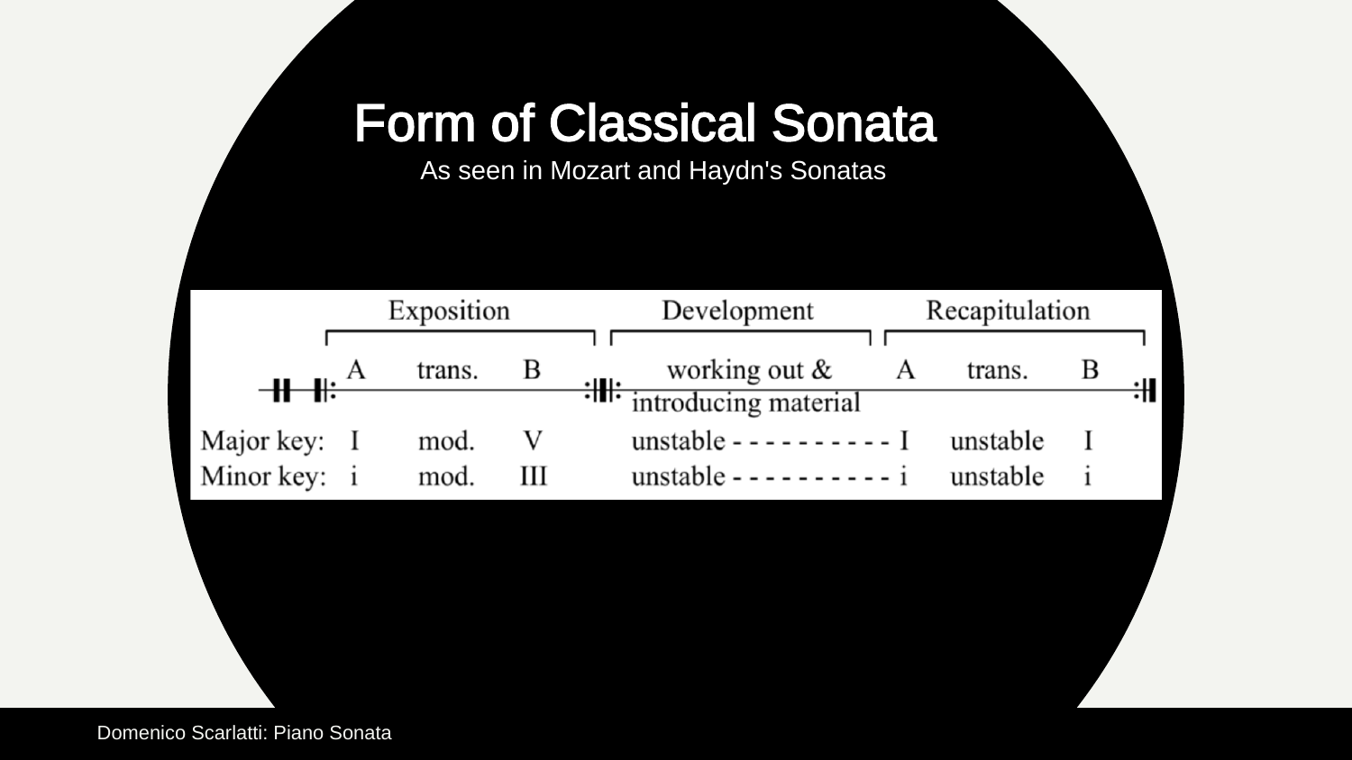# Form of Classical Sonata

As seen in Mozart and Haydn's Sonatas

| | Exposition | | | Development | Recapitulation | | |
|---|---|---|---|---|---|---|---|
| | A | trans. | B | working out & introducing material | A | trans. | B |
| Major key: | I | mod. | V | unstable - - - - - - - - - - | I | unstable | I |
| Minor key: | i | mod. | III | unstable - - - - - - - - - - | i | unstable | i |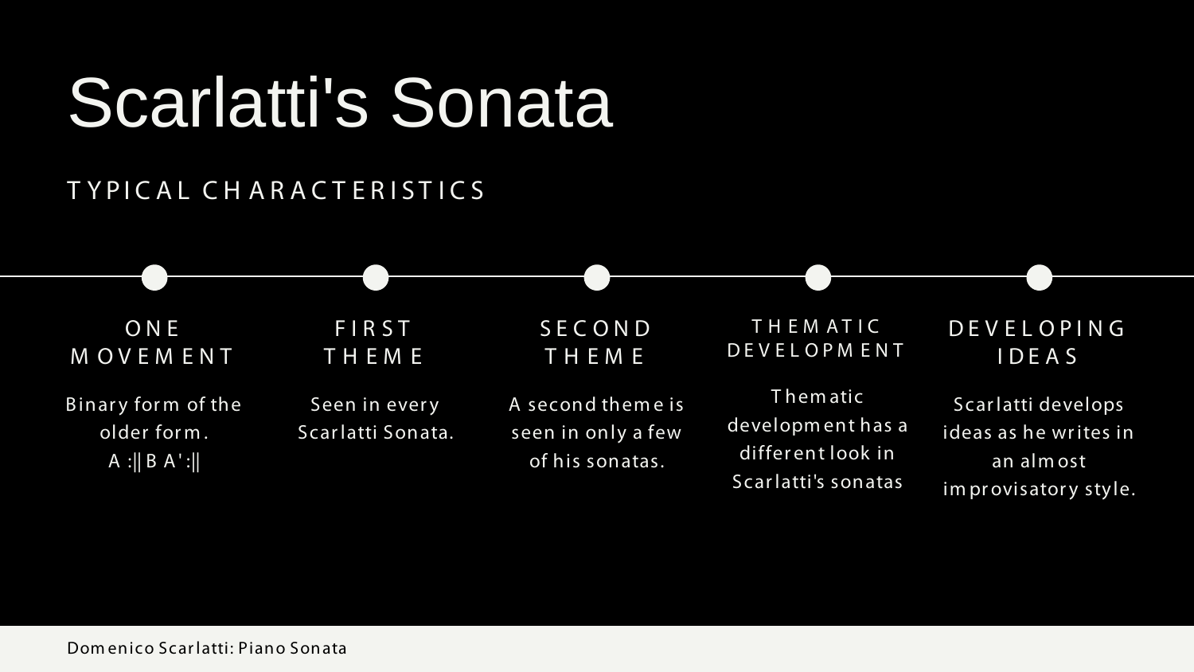# Scarlatti's Sonata

TYPICAL CHARACTERISTICS

### ONE MOVEMENT

Binary form of the older form.
A :|| B A' :||

### FIRST THEME

Seen in every Scarlatti Sonata.

### SECOND THEME

A second theme is seen in only a few of his sonatas.

### THEMATIC DEVELOPMENT

Thematic development has a different look in Scarlatti's sonatas

### DEVELOPING IDEAS

Scarlatti develops ideas as he writes in an almost improvisatory style.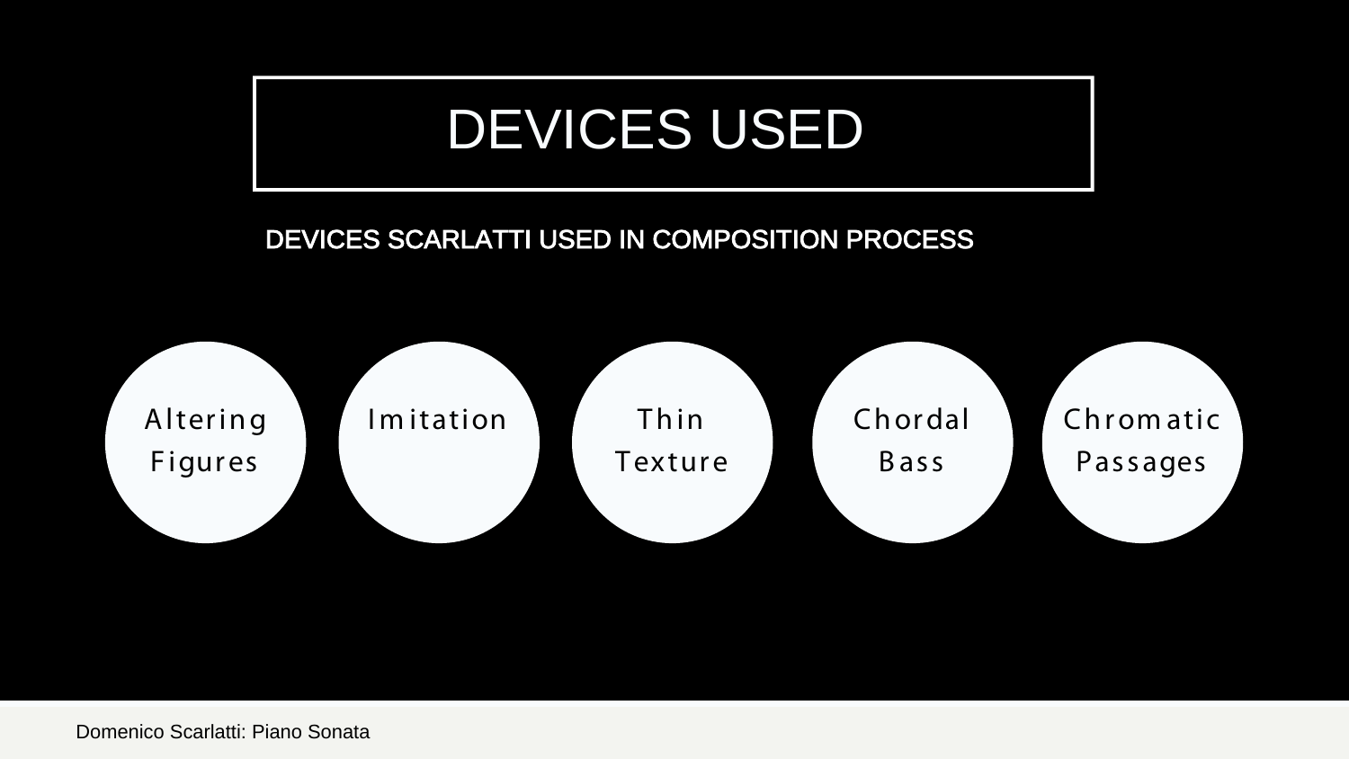# DEVICES USED

## DEVICES SCARLATTI USED IN COMPOSITION PROCESS

- Altering Figures
- Imitation
- Thin Texture
- Chordal Bass
- Chromatic Passages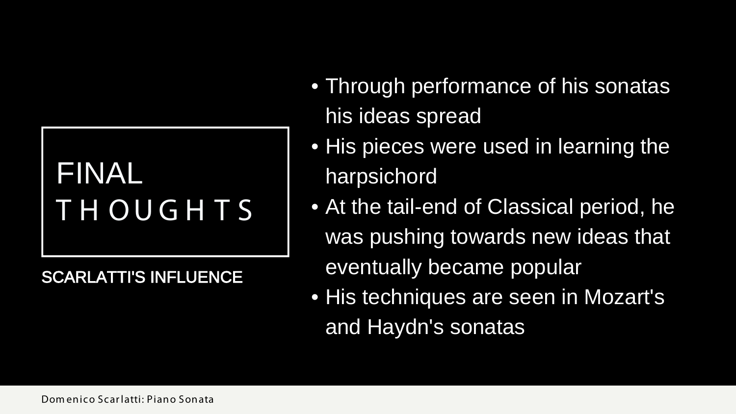# FINAL THOUGHTS

SCARLATTI'S INFLUENCE

- Through performance of his sonatas his ideas spread
- His pieces were used in learning the harpsichord
- At the tail-end of Classical period, he was pushing towards new ideas that eventually became popular
- His techniques are seen in Mozart's and Haydn's sonatas